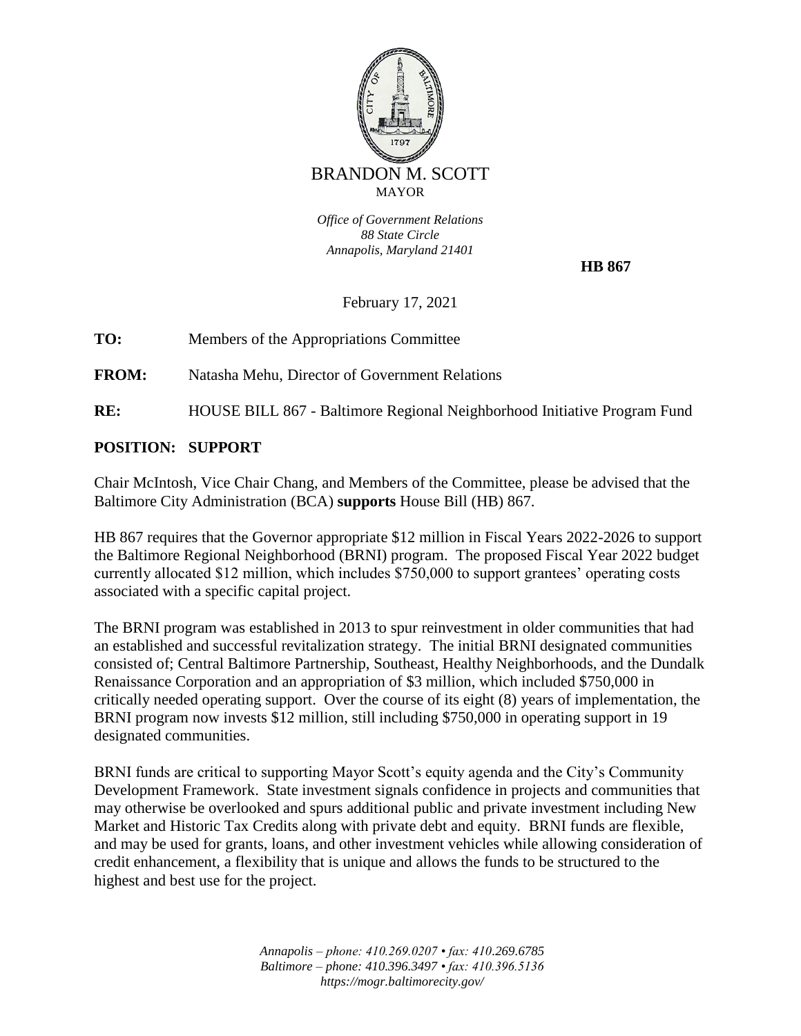BRANDON M. SCOTT
MAYOR

*Office of Government Relations*
*88 State Circle*
*Annapolis, Maryland 21401*

**HB 867**

February 17, 2021

**TO:** Members of the Appropriations Committee

**FROM:** Natasha Mehu, Director of Government Relations

**RE:** HOUSE BILL 867 - Baltimore Regional Neighborhood Initiative Program Fund

**POSITION: SUPPORT**

Chair McIntosh, Vice Chair Chang, and Members of the Committee, please be advised that the Baltimore City Administration (BCA) **supports** House Bill (HB) 867.

HB 867 requires that the Governor appropriate $12 million in Fiscal Years 2022-2026 to support the Baltimore Regional Neighborhood (BRNI) program. The proposed Fiscal Year 2022 budget currently allocated $12 million, which includes $750,000 to support grantees' operating costs associated with a specific capital project.

The BRNI program was established in 2013 to spur reinvestment in older communities that had an established and successful revitalization strategy. The initial BRNI designated communities consisted of; Central Baltimore Partnership, Southeast, Healthy Neighborhoods, and the Dundalk Renaissance Corporation and an appropriation of $3 million, which included $750,000 in critically needed operating support. Over the course of its eight (8) years of implementation, the BRNI program now invests $12 million, still including $750,000 in operating support in 19 designated communities.

BRNI funds are critical to supporting Mayor Scott's equity agenda and the City's Community Development Framework. State investment signals confidence in projects and communities that may otherwise be overlooked and spurs additional public and private investment including New Market and Historic Tax Credits along with private debt and equity. BRNI funds are flexible, and may be used for grants, loans, and other investment vehicles while allowing consideration of credit enhancement, a flexibility that is unique and allows the funds to be structured to the highest and best use for the project.

*Annapolis – phone: 410.269.0207 • fax: 410.269.6785*
*Baltimore – phone: 410.396.3497 • fax: 410.396.5136*
*https://mogr.baltimorecity.gov/*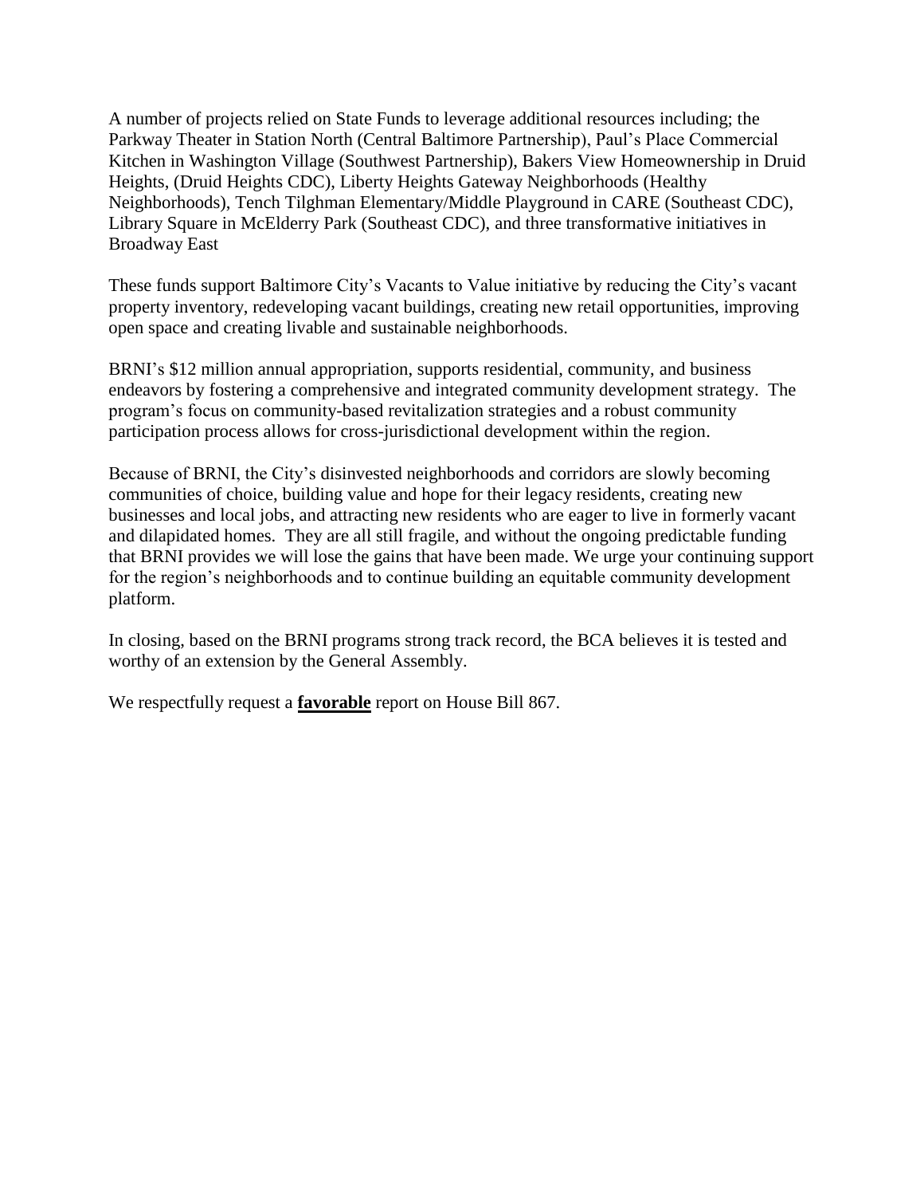A number of projects relied on State Funds to leverage additional resources including; the Parkway Theater in Station North (Central Baltimore Partnership), Paul's Place Commercial Kitchen in Washington Village (Southwest Partnership), Bakers View Homeownership in Druid Heights, (Druid Heights CDC), Liberty Heights Gateway Neighborhoods (Healthy Neighborhoods), Tench Tilghman Elementary/Middle Playground in CARE (Southeast CDC), Library Square in McElderry Park (Southeast CDC), and three transformative initiatives in Broadway East

These funds support Baltimore City's Vacants to Value initiative by reducing the City's vacant property inventory, redeveloping vacant buildings, creating new retail opportunities, improving open space and creating livable and sustainable neighborhoods.

BRNI's $12 million annual appropriation, supports residential, community, and business endeavors by fostering a comprehensive and integrated community development strategy. The program's focus on community-based revitalization strategies and a robust community participation process allows for cross-jurisdictional development within the region.

Because of BRNI, the City's disinvested neighborhoods and corridors are slowly becoming communities of choice, building value and hope for their legacy residents, creating new businesses and local jobs, and attracting new residents who are eager to live in formerly vacant and dilapidated homes. They are all still fragile, and without the ongoing predictable funding that BRNI provides we will lose the gains that have been made. We urge your continuing support for the region's neighborhoods and to continue building an equitable community development platform.

In closing, based on the BRNI programs strong track record, the BCA believes it is tested and worthy of an extension by the General Assembly.

We respectfully request a **favorable** report on House Bill 867.